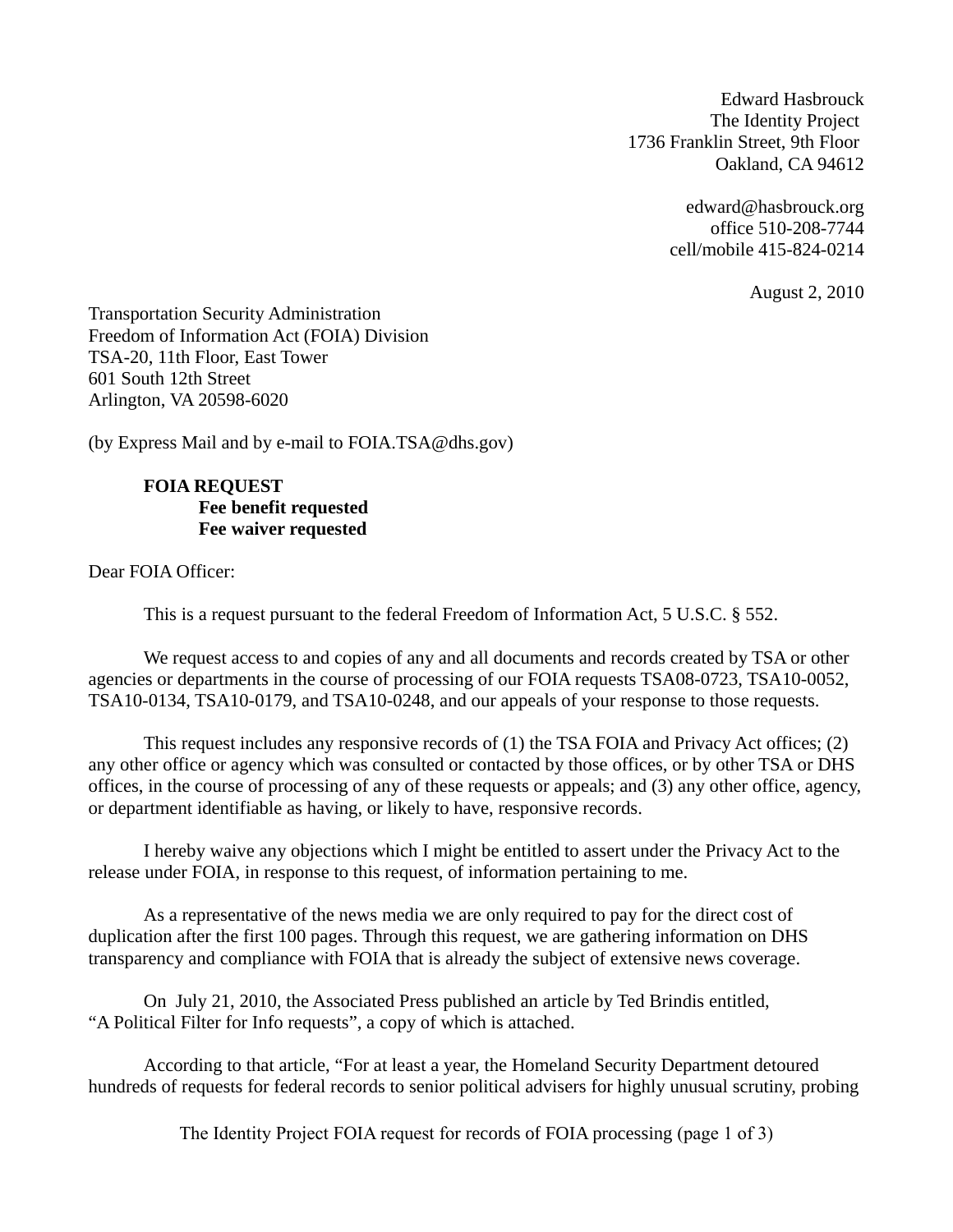Edward Hasbrouck
The Identity Project
1736 Franklin Street, 9th Floor
Oakland, CA 94612

edward@hasbrouck.org
office 510-208-7744
cell/mobile 415-824-0214

August 2, 2010

Transportation Security Administration
Freedom of Information Act (FOIA) Division
TSA-20, 11th Floor, East Tower
601 South 12th Street
Arlington, VA 20598-6020

(by Express Mail and by e-mail to FOIA.TSA@dhs.gov)

**FOIA REQUEST**
**Fee benefit requested**
**Fee waiver requested**

Dear FOIA Officer:

This is a request pursuant to the federal Freedom of Information Act, 5 U.S.C. § 552.

We request access to and copies of any and all documents and records created by TSA or other agencies or departments in the course of processing of our FOIA requests TSA08-0723, TSA10-0052, TSA10-0134, TSA10-0179, and TSA10-0248, and our appeals of your response to those requests.

This request includes any responsive records of (1) the TSA FOIA and Privacy Act offices; (2) any other office or agency which was consulted or contacted by those offices, or by other TSA or DHS offices, in the course of processing of any of these requests or appeals; and (3) any other office, agency, or department identifiable as having, or likely to have, responsive records.

I hereby waive any objections which I might be entitled to assert under the Privacy Act to the release under FOIA, in response to this request, of information pertaining to me.

As a representative of the news media we are only required to pay for the direct cost of duplication after the first 100 pages. Through this request, we are gathering information on DHS transparency and compliance with FOIA that is already the subject of extensive news coverage.

On July 21, 2010, the Associated Press published an article by Ted Brindis entitled, "A Political Filter for Info requests", a copy of which is attached.

According to that article, "For at least a year, the Homeland Security Department detoured hundreds of requests for federal records to senior political advisers for highly unusual scrutiny, probing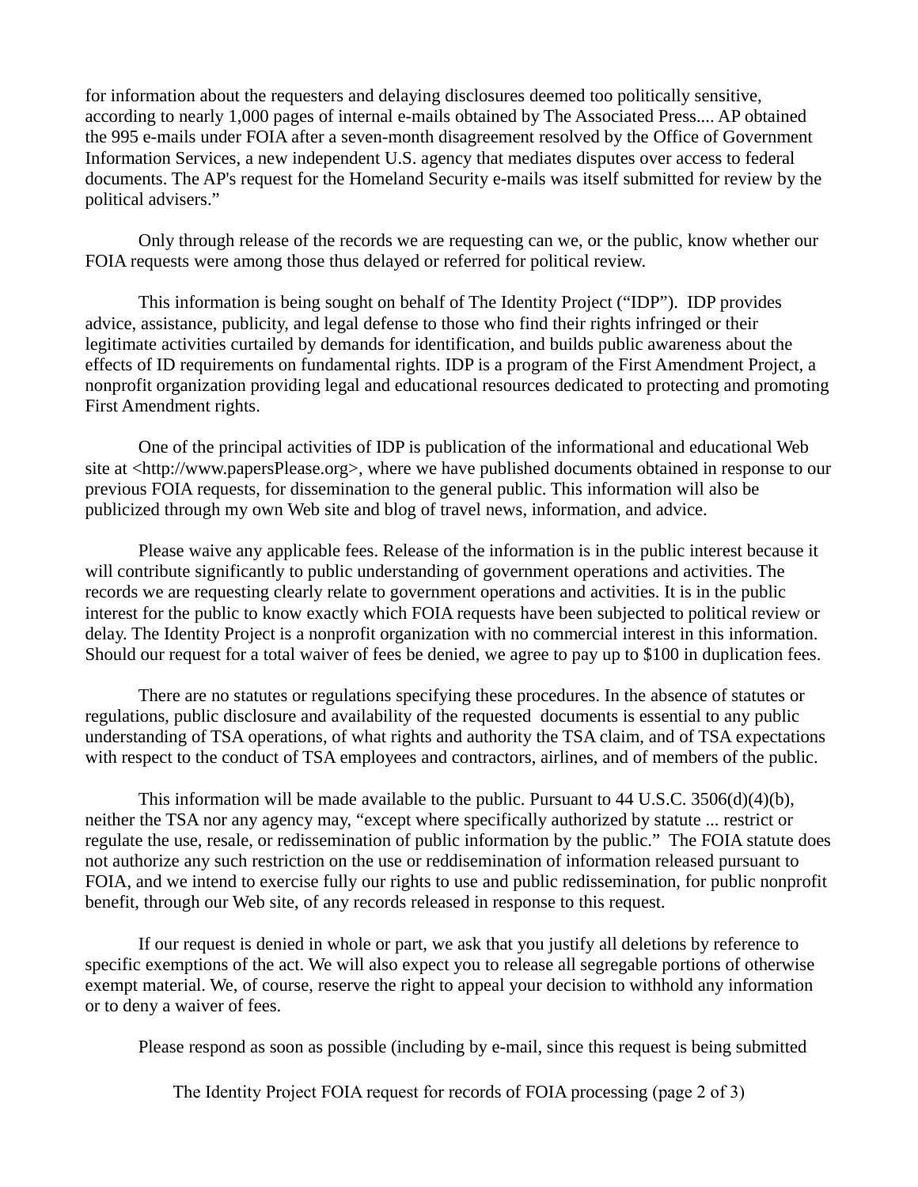for information about the requesters and delaying disclosures deemed too politically sensitive, according to nearly 1,000 pages of internal e-mails obtained by The Associated Press.... AP obtained the 995 e-mails under FOIA after a seven-month disagreement resolved by the Office of Government Information Services, a new independent U.S. agency that mediates disputes over access to federal documents. The AP's request for the Homeland Security e-mails was itself submitted for review by the political advisers."

Only through release of the records we are requesting can we, or the public, know whether our FOIA requests were among those thus delayed or referred for political review.

This information is being sought on behalf of The Identity Project ("IDP"). IDP provides advice, assistance, publicity, and legal defense to those who find their rights infringed or their legitimate activities curtailed by demands for identification, and builds public awareness about the effects of ID requirements on fundamental rights. IDP is a program of the First Amendment Project, a nonprofit organization providing legal and educational resources dedicated to protecting and promoting First Amendment rights.

One of the principal activities of IDP is publication of the informational and educational Web site at <http://www.papersPlease.org>, where we have published documents obtained in response to our previous FOIA requests, for dissemination to the general public. This information will also be publicized through my own Web site and blog of travel news, information, and advice.

Please waive any applicable fees. Release of the information is in the public interest because it will contribute significantly to public understanding of government operations and activities. The records we are requesting clearly relate to government operations and activities. It is in the public interest for the public to know exactly which FOIA requests have been subjected to political review or delay. The Identity Project is a nonprofit organization with no commercial interest in this information. Should our request for a total waiver of fees be denied, we agree to pay up to $100 in duplication fees.

There are no statutes or regulations specifying these procedures. In the absence of statutes or regulations, public disclosure and availability of the requested documents is essential to any public understanding of TSA operations, of what rights and authority the TSA claim, and of TSA expectations with respect to the conduct of TSA employees and contractors, airlines, and of members of the public.

This information will be made available to the public. Pursuant to 44 U.S.C. 3506(d)(4)(b), neither the TSA nor any agency may, "except where specifically authorized by statute ... restrict or regulate the use, resale, or redissemination of public information by the public." The FOIA statute does not authorize any such restriction on the use or reddisemination of information released pursuant to FOIA, and we intend to exercise fully our rights to use and public redissemination, for public nonprofit benefit, through our Web site, of any records released in response to this request.

If our request is denied in whole or part, we ask that you justify all deletions by reference to specific exemptions of the act. We will also expect you to release all segregable portions of otherwise exempt material. We, of course, reserve the right to appeal your decision to withhold any information or to deny a waiver of fees.

Please respond as soon as possible (including by e-mail, since this request is being submitted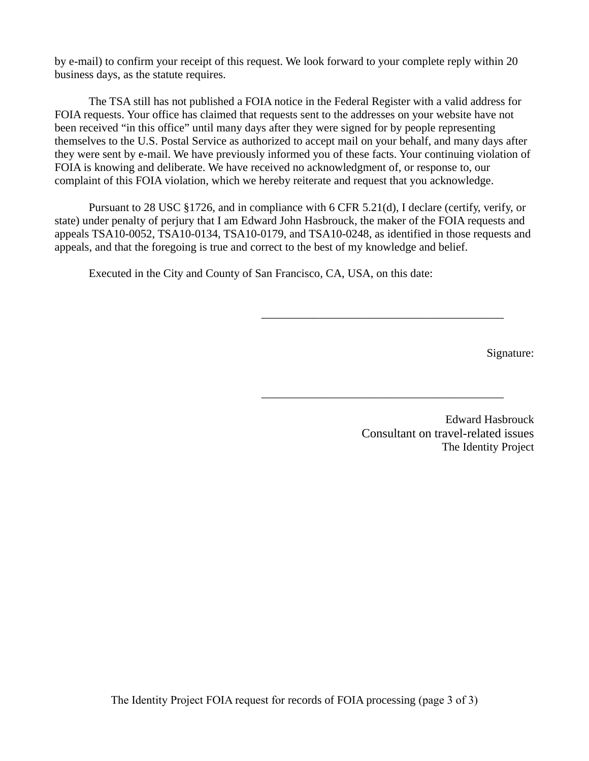by e-mail) to confirm your receipt of this request. We look forward to your complete reply within 20 business days, as the statute requires.

The TSA still has not published a FOIA notice in the Federal Register with a valid address for FOIA requests. Your office has claimed that requests sent to the addresses on your website have not been received "in this office" until many days after they were signed for by people representing themselves to the U.S. Postal Service as authorized to accept mail on your behalf, and many days after they were sent by e-mail. We have previously informed you of these facts. Your continuing violation of FOIA is knowing and deliberate. We have received no acknowledgment of, or response to, our complaint of this FOIA violation, which we hereby reiterate and request that you acknowledge.

Pursuant to 28 USC §1726, and in compliance with 6 CFR 5.21(d), I declare (certify, verify, or state) under penalty of perjury that I am Edward John Hasbrouck, the maker of the FOIA requests and appeals TSA10-0052, TSA10-0134, TSA10-0179, and TSA10-0248, as identified in those requests and appeals, and that the foregoing is true and correct to the best of my knowledge and belief.

Executed in the City and County of San Francisco, CA, USA, on this date:

\_\_\_\_\_\_\_\_\_\_\_\_\_\_\_\_\_\_\_\_\_\_\_\_\_\_\_\_\_\_\_\_\_\_\_\_\_\_\_\_

Signature:

\_\_\_\_\_\_\_\_\_\_\_\_\_\_\_\_\_\_\_\_\_\_\_\_\_\_\_\_\_\_\_\_\_\_\_\_\_\_\_\_

Edward Hasbrouck
Consultant on travel-related issues
The Identity Project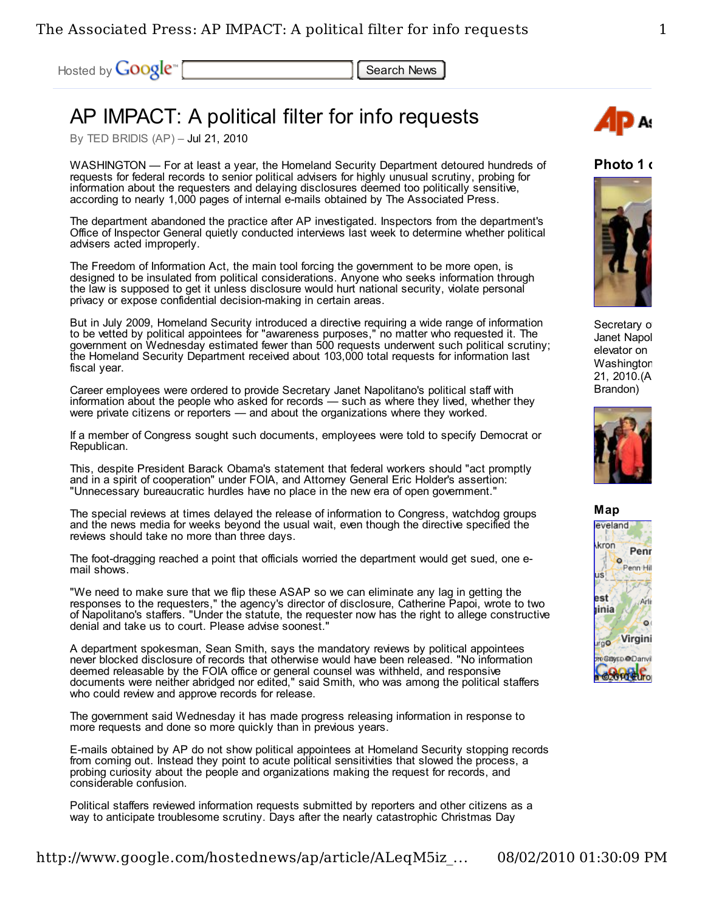Hosted by Google™ Search News

# AP IMPACT: A political filter for info requests

By TED BRIDIS (AP) – Jul 21, 2010

WASHINGTON — For at least a year, the Homeland Security Department detoured hundreds of requests for federal records to senior political advisers for highly unusual scrutiny, probing for information about the requesters and delaying disclosures deemed too politically sensitive, according to nearly 1,000 pages of internal e-mails obtained by The Associated Press.

The department abandoned the practice after AP investigated. Inspectors from the department's Office of Inspector General quietly conducted interviews last week to determine whether political advisers acted improperly.

The Freedom of Information Act, the main tool forcing the government to be more open, is designed to be insulated from political considerations. Anyone who seeks information through the law is supposed to get it unless disclosure would hurt national security, violate personal privacy or expose confidential decision-making in certain areas.

But in July 2009, Homeland Security introduced a directive requiring a wide range of information to be vetted by political appointees for "awareness purposes," no matter who requested it. The government on Wednesday estimated fewer than 500 requests underwent such political scrutiny; the Homeland Security Department received about 103,000 total requests for information last fiscal year.

Career employees were ordered to provide Secretary Janet Napolitano's political staff with information about the people who asked for records — such as where they lived, whether they were private citizens or reporters — and about the organizations where they worked.

If a member of Congress sought such documents, employees were told to specify Democrat or Republican.

This, despite President Barack Obama's statement that federal workers should "act promptly and in a spirit of cooperation" under FOIA, and Attorney General Eric Holder's assertion: "Unnecessary bureaucratic hurdles have no place in the new era of open government."

The special reviews at times delayed the release of information to Congress, watchdog groups and the news media for weeks beyond the usual wait, even though the directive specified the reviews should take no more than three days.

The foot-dragging reached a point that officials worried the department would get sued, one e-mail shows.

"We need to make sure that we flip these ASAP so we can eliminate any lag in getting the responses to the requesters," the agency's director of disclosure, Catherine Papoi, wrote to two of Napolitano's staffers. "Under the statute, the requester now has the right to allege constructive denial and take us to court. Please advise soonest."

A department spokesman, Sean Smith, says the mandatory reviews by political appointees never blocked disclosure of records that otherwise would have been released. "No information deemed releasable by the FOIA office or general counsel was withheld, and responsive documents were neither abridged nor edited," said Smith, who was among the political staffers who could review and approve records for release.

The government said Wednesday it has made progress releasing information in response to more requests and done so more quickly than in previous years.

E-mails obtained by AP do not show political appointees at Homeland Security stopping records from coming out. Instead they point to acute political sensitivities that slowed the process, a probing curiosity about the people and organizations making the request for records, and considerable confusion.

Political staffers reviewed information requests submitted by reporters and other citizens as a way to anticipate troublesome scrutiny. Days after the nearly catastrophic Christmas Day

Photo 1 o

Secretary o Janet Napol elevator on Washington 21, 2010.(A Brandon)

Map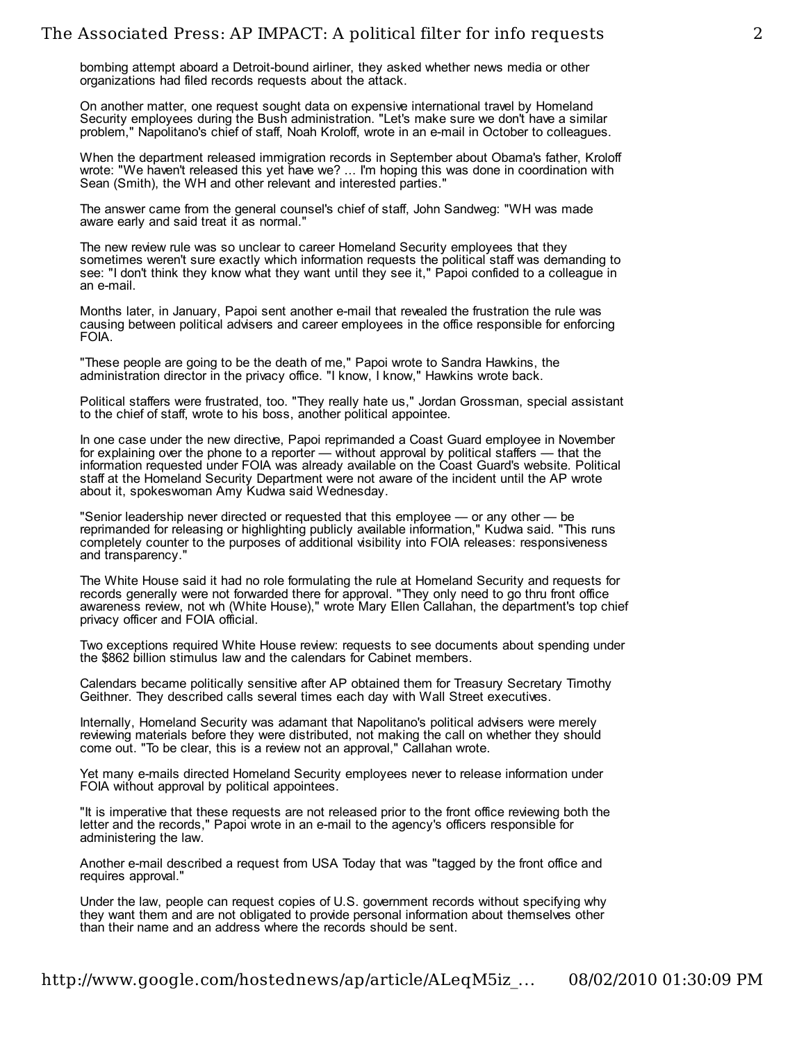bombing attempt aboard a Detroit-bound airliner, they asked whether news media or other organizations had filed records requests about the attack.

On another matter, one request sought data on expensive international travel by Homeland Security employees during the Bush administration. "Let's make sure we don't have a similar problem," Napolitano's chief of staff, Noah Kroloff, wrote in an e-mail in October to colleagues.

When the department released immigration records in September about Obama's father, Kroloff wrote: "We haven't released this yet have we? ... I'm hoping this was done in coordination with Sean (Smith), the WH and other relevant and interested parties."

The answer came from the general counsel's chief of staff, John Sandweg: "WH was made aware early and said treat it as normal."

The new review rule was so unclear to career Homeland Security employees that they sometimes weren't sure exactly which information requests the political staff was demanding to see: "I don't think they know what they want until they see it," Papoi confided to a colleague in an e-mail.

Months later, in January, Papoi sent another e-mail that revealed the frustration the rule was causing between political advisers and career employees in the office responsible for enforcing FOIA.

"These people are going to be the death of me," Papoi wrote to Sandra Hawkins, the administration director in the privacy office. "I know, I know," Hawkins wrote back.

Political staffers were frustrated, too. "They really hate us," Jordan Grossman, special assistant to the chief of staff, wrote to his boss, another political appointee.

In one case under the new directive, Papoi reprimanded a Coast Guard employee in November for explaining over the phone to a reporter — without approval by political staffers — that the information requested under FOIA was already available on the Coast Guard's website. Political staff at the Homeland Security Department were not aware of the incident until the AP wrote about it, spokeswoman Amy Kudwa said Wednesday.

"Senior leadership never directed or requested that this employee — or any other — be reprimanded for releasing or highlighting publicly available information," Kudwa said. "This runs completely counter to the purposes of additional visibility into FOIA releases: responsiveness and transparency."

The White House said it had no role formulating the rule at Homeland Security and requests for records generally were not forwarded there for approval. "They only need to go thru front office awareness review, not wh (White House)," wrote Mary Ellen Callahan, the department's top chief privacy officer and FOIA official.

Two exceptions required White House review: requests to see documents about spending under the $862 billion stimulus law and the calendars for Cabinet members.

Calendars became politically sensitive after AP obtained them for Treasury Secretary Timothy Geithner. They described calls several times each day with Wall Street executives.

Internally, Homeland Security was adamant that Napolitano's political advisers were merely reviewing materials before they were distributed, not making the call on whether they should come out. "To be clear, this is a review not an approval," Callahan wrote.

Yet many e-mails directed Homeland Security employees never to release information under FOIA without approval by political appointees.

"It is imperative that these requests are not released prior to the front office reviewing both the letter and the records," Papoi wrote in an e-mail to the agency's officers responsible for administering the law.

Another e-mail described a request from USA Today that was "tagged by the front office and requires approval."

Under the law, people can request copies of U.S. government records without specifying why they want them and are not obligated to provide personal information about themselves other than their name and an address where the records should be sent.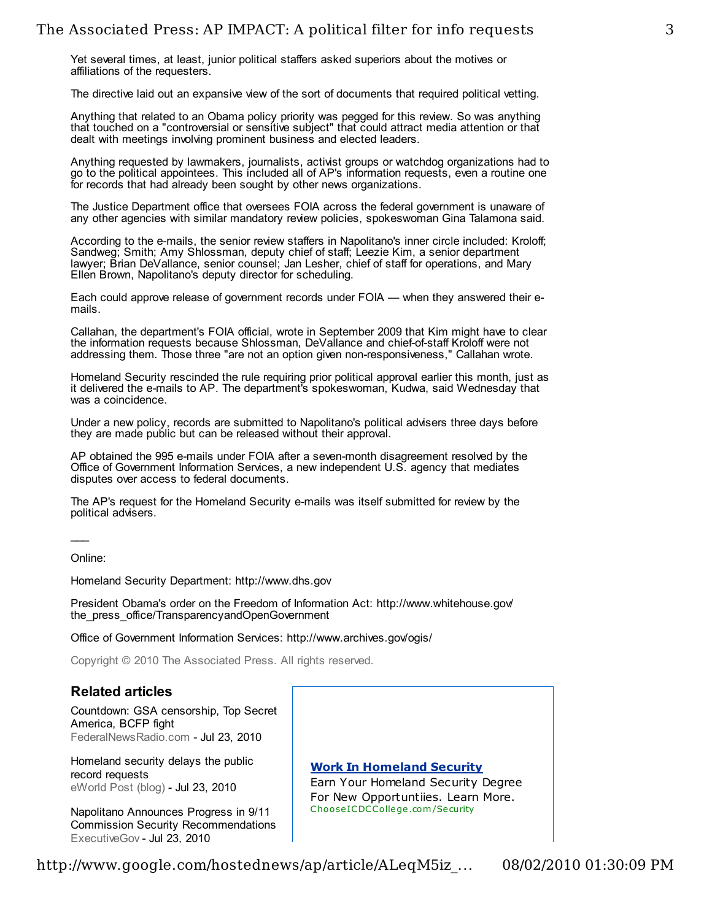Yet several times, at least, junior political staffers asked superiors about the motives or affiliations of the requesters.

The directive laid out an expansive view of the sort of documents that required political vetting.

Anything that related to an Obama policy priority was pegged for this review. So was anything that touched on a "controversial or sensitive subject" that could attract media attention or that dealt with meetings involving prominent business and elected leaders.

Anything requested by lawmakers, journalists, activist groups or watchdog organizations had to go to the political appointees. This included all of AP's information requests, even a routine one for records that had already been sought by other news organizations.

The Justice Department office that oversees FOIA across the federal government is unaware of any other agencies with similar mandatory review policies, spokeswoman Gina Talamona said.

According to the e-mails, the senior review staffers in Napolitano's inner circle included: Kroloff; Sandweg; Smith; Amy Shlossman, deputy chief of staff; Leezie Kim, a senior department lawyer; Brian DeVallance, senior counsel; Jan Lesher, chief of staff for operations, and Mary Ellen Brown, Napolitano's deputy director for scheduling.

Each could approve release of government records under FOIA — when they answered their e-mails.

Callahan, the department's FOIA official, wrote in September 2009 that Kim might have to clear the information requests because Shlossman, DeVallance and chief-of-staff Kroloff were not addressing them. Those three "are not an option given non-responsiveness," Callahan wrote.

Homeland Security rescinded the rule requiring prior political approval earlier this month, just as it delivered the e-mails to AP. The department's spokeswoman, Kudwa, said Wednesday that was a coincidence.

Under a new policy, records are submitted to Napolitano's political advisers three days before they are made public but can be released without their approval.

AP obtained the 995 e-mails under FOIA after a seven-month disagreement resolved by the Office of Government Information Services, a new independent U.S. agency that mediates disputes over access to federal documents.

The AP's request for the Homeland Security e-mails was itself submitted for review by the political advisers.

___

Online:

Homeland Security Department: http://www.dhs.gov

President Obama's order on the Freedom of Information Act: http://www.whitehouse.gov/the_press_office/TransparencyandOpenGovernment

Office of Government Information Services: http://www.archives.gov/ogis/

Copyright © 2010 The Associated Press. All rights reserved.

## Related articles

Countdown: GSA censorship, Top Secret America, BCFP fight
FederalNewsRadio.com - Jul 23, 2010

Homeland security delays the public record requests
eWorld Post (blog) - Jul 23, 2010

Napolitano Announces Progress in 9/11 Commission Security Recommendations
ExecutiveGov - Jul 23, 2010

**Work In Homeland Security**
Earn Your Homeland Security Degree For New Opportuntiies. Learn More.
ChooseICDCCollege.com/Security